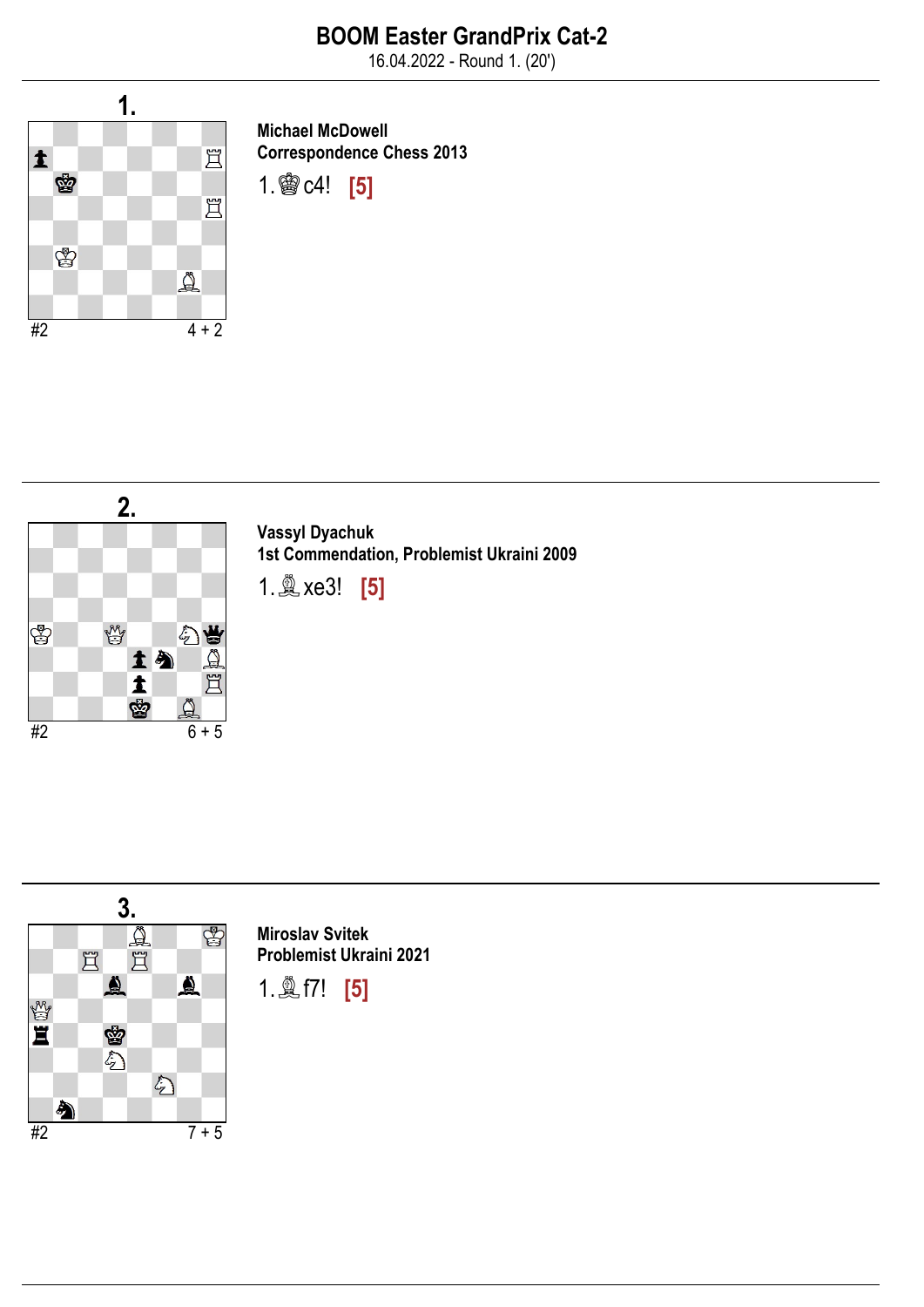# BOOM Easter GrandPrix Cat-2

16.04.2022 - Round 1. (20')

## 1.

#2 4 + 2

**Michael McDowell**
**Correspondence Chess 2013**

1.♔c4! **[5]**

## 2.

#2 6 + 5

**Vassyl Dyachuk**
**1st Commendation, Problemist Ukraini 2009**

1.♗xe3! **[5]**

## 3.

#2 7 + 5

**Miroslav Svitek**
**Problemist Ukraini 2021**

1.♗f7! **[5]**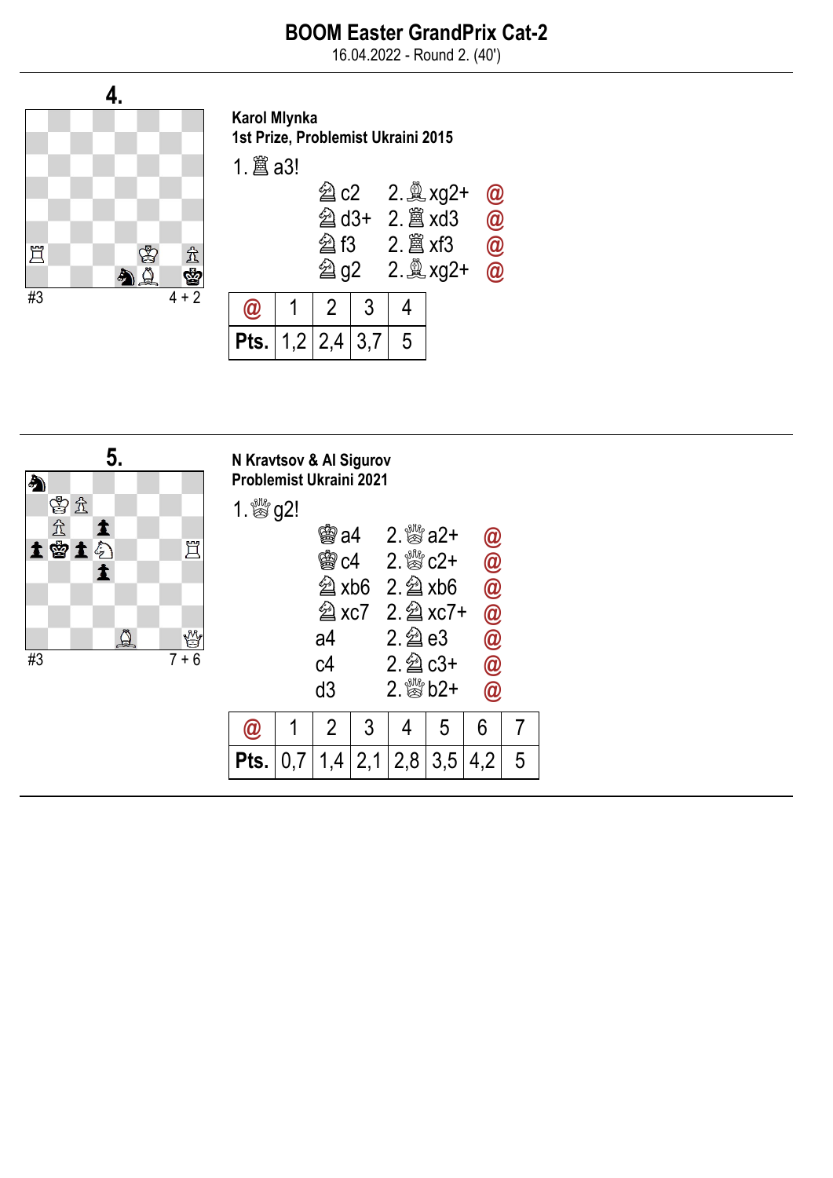# BOOM Easter GrandPrix Cat-2

16.04.2022 - Round 2. (40')

## 4.

#3 4 + 2

**Karol Mlynka**
**1st Prize, Problemist Ukraini 2015**

1. ♖a3!

| | | |
|---|---|---|
| ♞c2 | 2. ♗xg2+ | @ |
| ♞d3+ | 2. ♖xd3 | @ |
| ♞f3 | 2. ♖xf3 | @ |
| ♞g2 | 2. ♗xg2+ | @ |

| @ | 1 | 2 | 3 | 4 |
|---|---|---|---|---|
| Pts. | 1,2 | 2,4 | 3,7 | 5 |

## 5.

#3 7 + 6

**N Kravtsov & Al Sigurov**
**Problemist Ukraini 2021**

1. ♕g2!

| | | |
|---|---|---|
| ♚a4 | 2. ♕a2+ | @ |
| ♚c4 | 2. ♕c2+ | @ |
| ♞xb6 | 2. ♘xb6 | @ |
| ♞xc7 | 2. ♘xc7+ | @ |
| a4 | 2. ♘e3 | @ |
| c4 | 2. ♘c3+ | @ |
| d3 | 2. ♕b2+ | @ |

| @ | 1 | 2 | 3 | 4 | 5 | 6 | 7 |
|---|---|---|---|---|---|---|---|
| Pts. | 0,7 | 1,4 | 2,1 | 2,8 | 3,5 | 4,2 | 5 |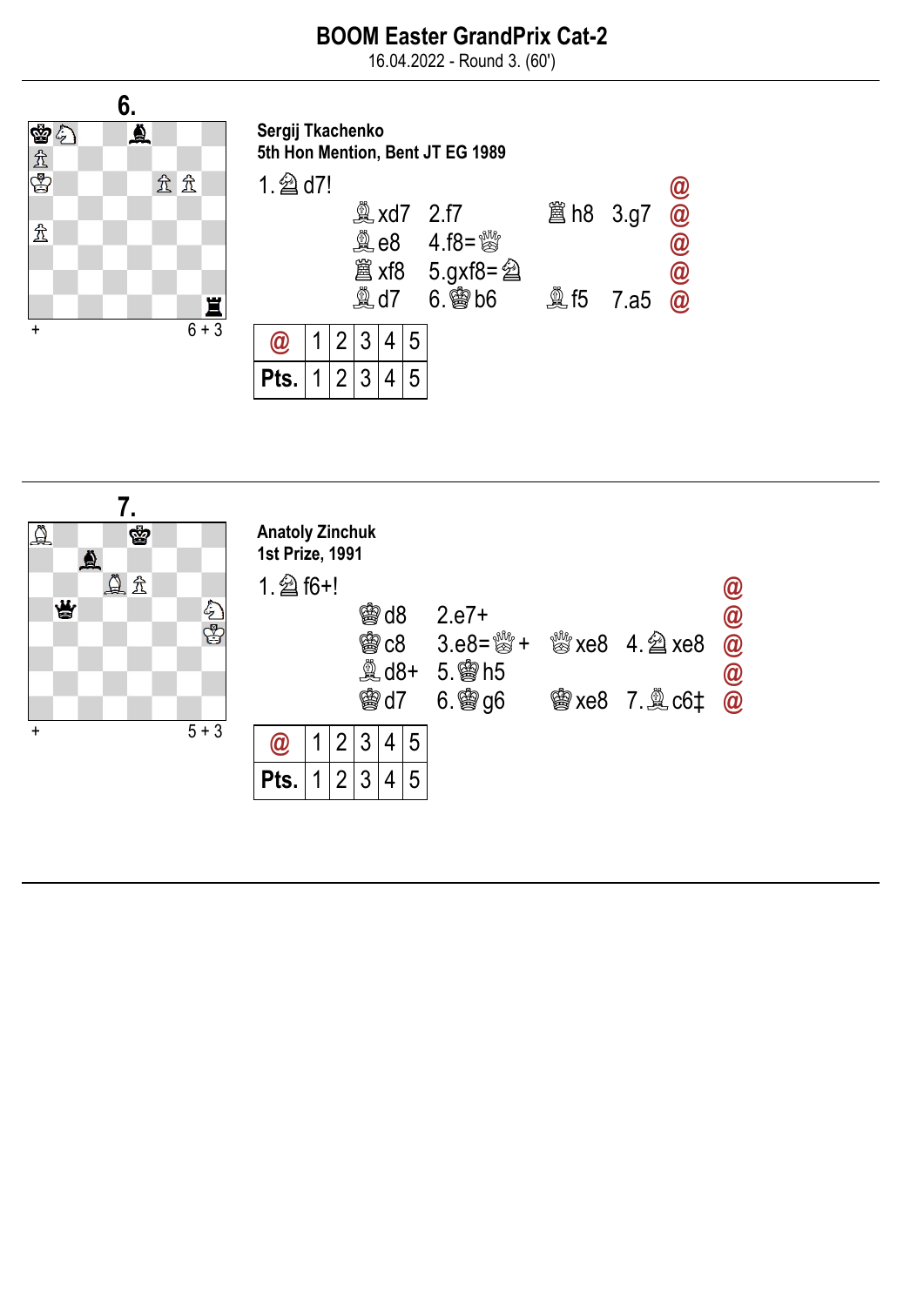# BOOM Easter GrandPrix Cat-2

16.04.2022 - Round 3. (60')

## 6.

+ 6 + 3

**Sergij Tkachenko**
**5th Hon Mention, Bent JT EG 1989**

1.♘d7!

| | | | | |
|---|---|---|---|---|
| ♗xd7 | 2.f7 | ♖h8 | 3.g7 | @ |
| ♗e8 | 4.f8=♕ | | | @ |
| ♖xf8 | 5.gxf8=♘ | | | @ |
| ♗d7 | 6.♔b6 | ♗f5 | 7.a5 | @ |

| @ | 1 | 2 | 3 | 4 | 5 |
|---|---|---|---|---|---|
| Pts. | 1 | 2 | 3 | 4 | 5 |

## 7.

+ 5 + 3

**Anatoly Zinchuk**
**1st Prize, 1991**

1.♘f6+!

| | | | | |
|---|---|---|---|---|
| ♔d8 | 2.e7+ | | | @ |
| ♔c8 | 3.e8=♕+ | ♕xe8 | 4.♘xe8 | @ |
| ♗d8+ | 5.♔h5 | | | @ |
| ♔d7 | 6.♔g6 | ♔xe8 | 7.♗c6‡ | @ |

| @ | 1 | 2 | 3 | 4 | 5 |
|---|---|---|---|---|---|
| Pts. | 1 | 2 | 3 | 4 | 5 |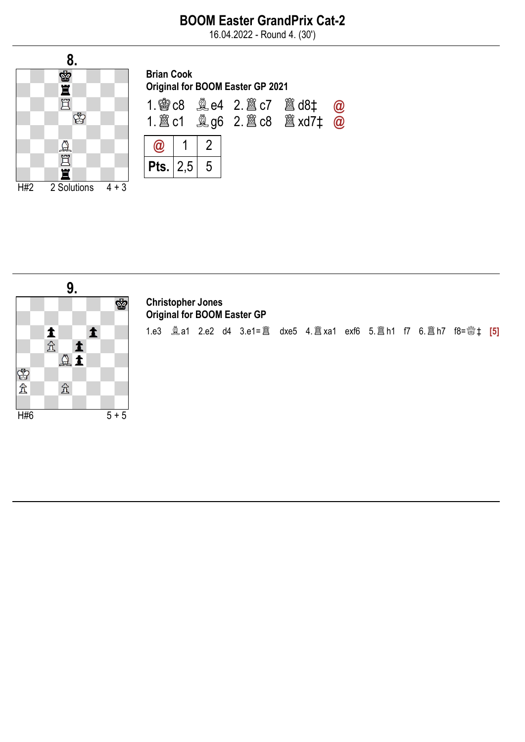# BOOM Easter GrandPrix Cat-2

16.04.2022 - Round 4. (30')

## 8.

H#2 — 2 Solutions — 4 + 3

**Brian Cook**
**Original for BOOM Easter GP 2021**

1.♚c8 ♗e4 2.♜c7 ♖d8‡ @
1.♜c1 ♗g6 2.♜c8 ♖xd7‡ @

| @ | 1 | 2 |
|---|---|---|
| Pts. | 2,5 | 5 |

## 9.

H#6 — 5 + 5

**Christopher Jones**
**Original for BOOM Easter GP**

1.e3 ♗a1 2.e2 d4 3.e1=♜ dxe5 4.♜xa1 exf6 5.♜h1 f7 6.♜h7 f8=♕‡ [5]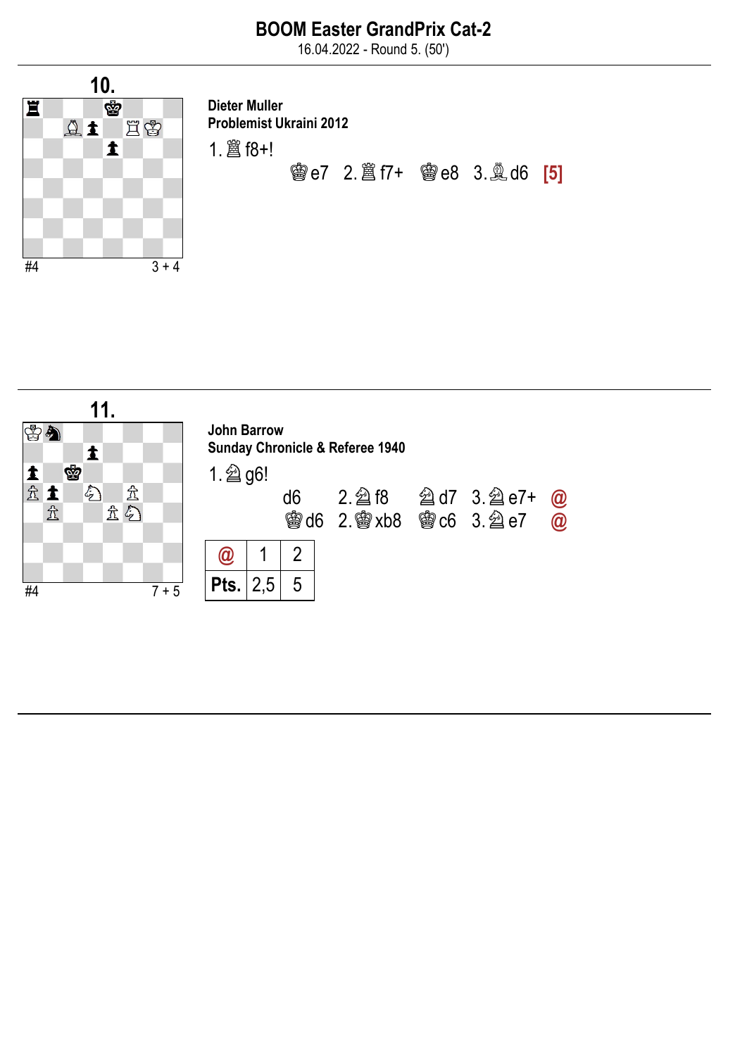# BOOM Easter GrandPrix Cat-2

16.04.2022 - Round 5. (50')

## 10.

#4 3 + 4

**Dieter Muller**
**Problemist Ukraini 2012**

1. ♖f8+!

♔e7 2. ♖f7+ ♔e8 3. ♗d6 **[5]**

## 11.

#4 7 + 5

**John Barrow**
**Sunday Chronicle & Referee 1940**

1. ♘g6!

d6 2. ♘f8 ♞d7 3. ♘e7+ @
♔d6 2. ♔xb8 ♔c6 3. ♘e7 @

| @ | 1 | 2 |
|---|---|---|
| Pts. | 2,5 | 5 |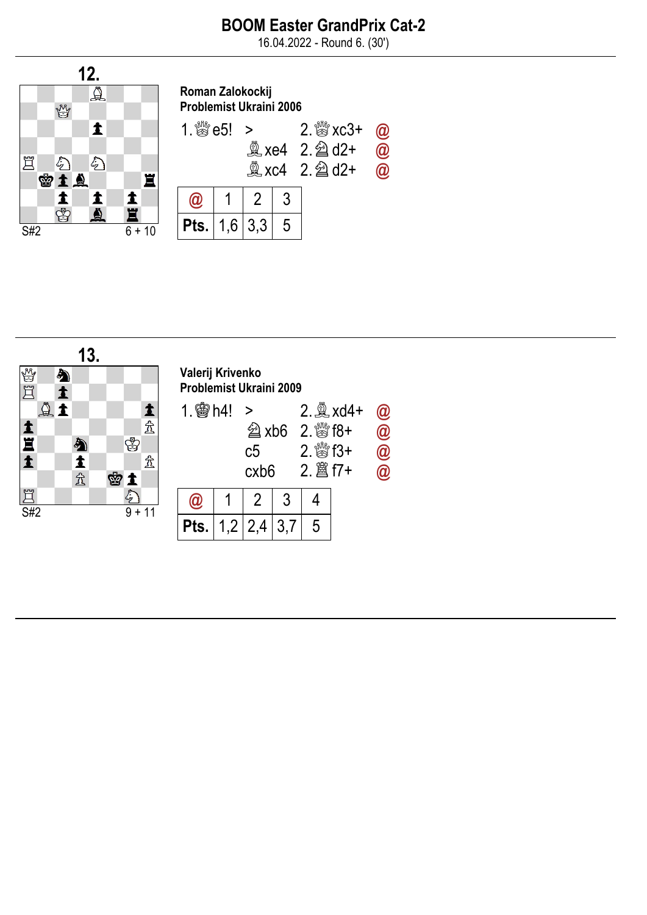# BOOM Easter GrandPrix Cat-2

16.04.2022 - Round 6. (30')

## 12.

S#2 6 + 10

**Roman Zalokockij**
**Problemist Ukraini 2006**

1. ♕e5! > 2. ♕xc3+ @
 ♗xe4 2. ♘d2+ @
 ♗xc4 2. ♘d2+ @

| @ | 1 | 2 | 3 |
|---|---|---|---|
| **Pts.** | 1,6 | 3,3 | 5 |

## 13.

S#2 9 + 11

**Valerij Krivenko**
**Problemist Ukraini 2009**

1. ♔h4! > 2. ♗xd4+ @
 ♘xb6 2. ♕f8+ @
 c5 2. ♕f3+ @
 cxb6 2. ♖f7+ @

| @ | 1 | 2 | 3 | 4 |
|---|---|---|---|---|
| **Pts.** | 1,2 | 2,4 | 3,7 | 5 |